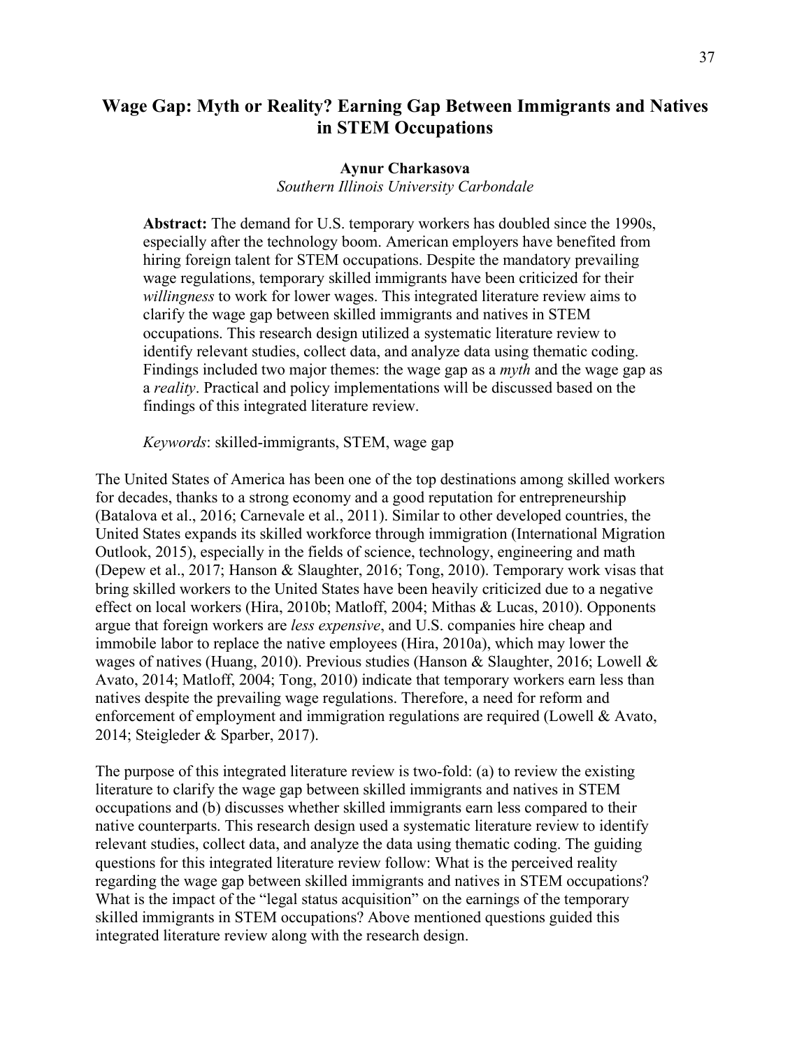# Wage Gap: Myth or Reality? Earning Gap Between Immigrants and Natives in STEM Occupations

**Aynur Charkasova**

*Southern Illinois University Carbondale*

**Abstract:** The demand for U.S. temporary workers has doubled since the 1990s, especially after the technology boom. American employers have benefited from hiring foreign talent for STEM occupations. Despite the mandatory prevailing wage regulations, temporary skilled immigrants have been criticized for their *willingness* to work for lower wages. This integrated literature review aims to clarify the wage gap between skilled immigrants and natives in STEM occupations. This research design utilized a systematic literature review to identify relevant studies, collect data, and analyze data using thematic coding. Findings included two major themes: the wage gap as a *myth* and the wage gap as a *reality*. Practical and policy implementations will be discussed based on the findings of this integrated literature review.

*Keywords*: skilled-immigrants, STEM, wage gap

The United States of America has been one of the top destinations among skilled workers for decades, thanks to a strong economy and a good reputation for entrepreneurship (Batalova et al., 2016; Carnevale et al., 2011). Similar to other developed countries, the United States expands its skilled workforce through immigration (International Migration Outlook, 2015), especially in the fields of science, technology, engineering and math (Depew et al., 2017; Hanson & Slaughter, 2016; Tong, 2010). Temporary work visas that bring skilled workers to the United States have been heavily criticized due to a negative effect on local workers (Hira, 2010b; Matloff, 2004; Mithas & Lucas, 2010). Opponents argue that foreign workers are *less expensive*, and U.S. companies hire cheap and immobile labor to replace the native employees (Hira, 2010a), which may lower the wages of natives (Huang, 2010). Previous studies (Hanson & Slaughter, 2016; Lowell & Avato, 2014; Matloff, 2004; Tong, 2010) indicate that temporary workers earn less than natives despite the prevailing wage regulations. Therefore, a need for reform and enforcement of employment and immigration regulations are required (Lowell & Avato, 2014; Steigleder & Sparber, 2017).

The purpose of this integrated literature review is two-fold: (a) to review the existing literature to clarify the wage gap between skilled immigrants and natives in STEM occupations and (b) discusses whether skilled immigrants earn less compared to their native counterparts. This research design used a systematic literature review to identify relevant studies, collect data, and analyze the data using thematic coding. The guiding questions for this integrated literature review follow: What is the perceived reality regarding the wage gap between skilled immigrants and natives in STEM occupations? What is the impact of the "legal status acquisition" on the earnings of the temporary skilled immigrants in STEM occupations? Above mentioned questions guided this integrated literature review along with the research design.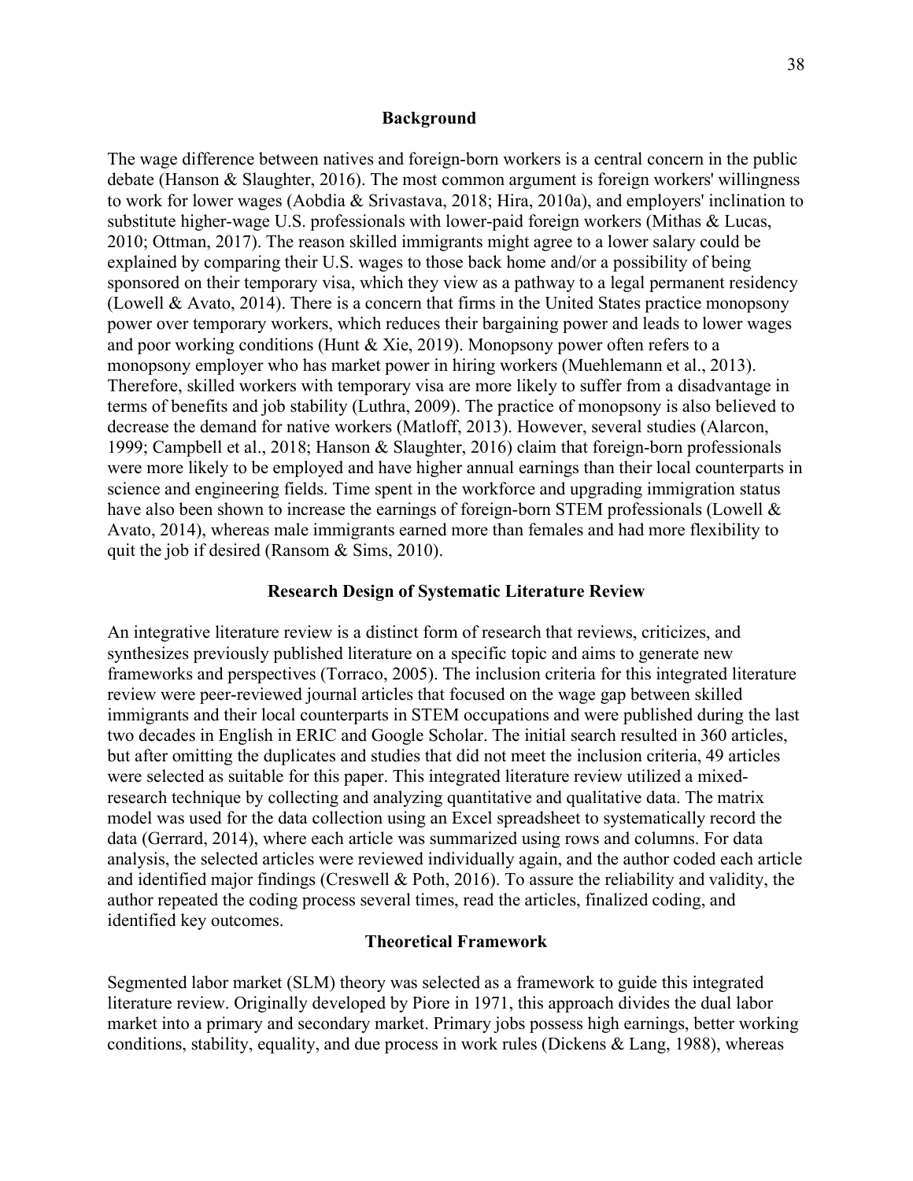## Background

The wage difference between natives and foreign-born workers is a central concern in the public debate (Hanson & Slaughter, 2016). The most common argument is foreign workers' willingness to work for lower wages (Aobdia & Srivastava, 2018; Hira, 2010a), and employers' inclination to substitute higher-wage U.S. professionals with lower-paid foreign workers (Mithas & Lucas, 2010; Ottman, 2017). The reason skilled immigrants might agree to a lower salary could be explained by comparing their U.S. wages to those back home and/or a possibility of being sponsored on their temporary visa, which they view as a pathway to a legal permanent residency (Lowell & Avato, 2014). There is a concern that firms in the United States practice monopsony power over temporary workers, which reduces their bargaining power and leads to lower wages and poor working conditions (Hunt & Xie, 2019). Monopsony power often refers to a monopsony employer who has market power in hiring workers (Muehlemann et al., 2013). Therefore, skilled workers with temporary visa are more likely to suffer from a disadvantage in terms of benefits and job stability (Luthra, 2009). The practice of monopsony is also believed to decrease the demand for native workers (Matloff, 2013). However, several studies (Alarcon, 1999; Campbell et al., 2018; Hanson & Slaughter, 2016) claim that foreign-born professionals were more likely to be employed and have higher annual earnings than their local counterparts in science and engineering fields. Time spent in the workforce and upgrading immigration status have also been shown to increase the earnings of foreign-born STEM professionals (Lowell & Avato, 2014), whereas male immigrants earned more than females and had more flexibility to quit the job if desired (Ransom & Sims, 2010).

## Research Design of Systematic Literature Review

An integrative literature review is a distinct form of research that reviews, criticizes, and synthesizes previously published literature on a specific topic and aims to generate new frameworks and perspectives (Torraco, 2005). The inclusion criteria for this integrated literature review were peer-reviewed journal articles that focused on the wage gap between skilled immigrants and their local counterparts in STEM occupations and were published during the last two decades in English in ERIC and Google Scholar. The initial search resulted in 360 articles, but after omitting the duplicates and studies that did not meet the inclusion criteria, 49 articles were selected as suitable for this paper. This integrated literature review utilized a mixed-research technique by collecting and analyzing quantitative and qualitative data. The matrix model was used for the data collection using an Excel spreadsheet to systematically record the data (Gerrard, 2014), where each article was summarized using rows and columns. For data analysis, the selected articles were reviewed individually again, and the author coded each article and identified major findings (Creswell & Poth, 2016). To assure the reliability and validity, the author repeated the coding process several times, read the articles, finalized coding, and identified key outcomes.

## Theoretical Framework

Segmented labor market (SLM) theory was selected as a framework to guide this integrated literature review. Originally developed by Piore in 1971, this approach divides the dual labor market into a primary and secondary market. Primary jobs possess high earnings, better working conditions, stability, equality, and due process in work rules (Dickens & Lang, 1988), whereas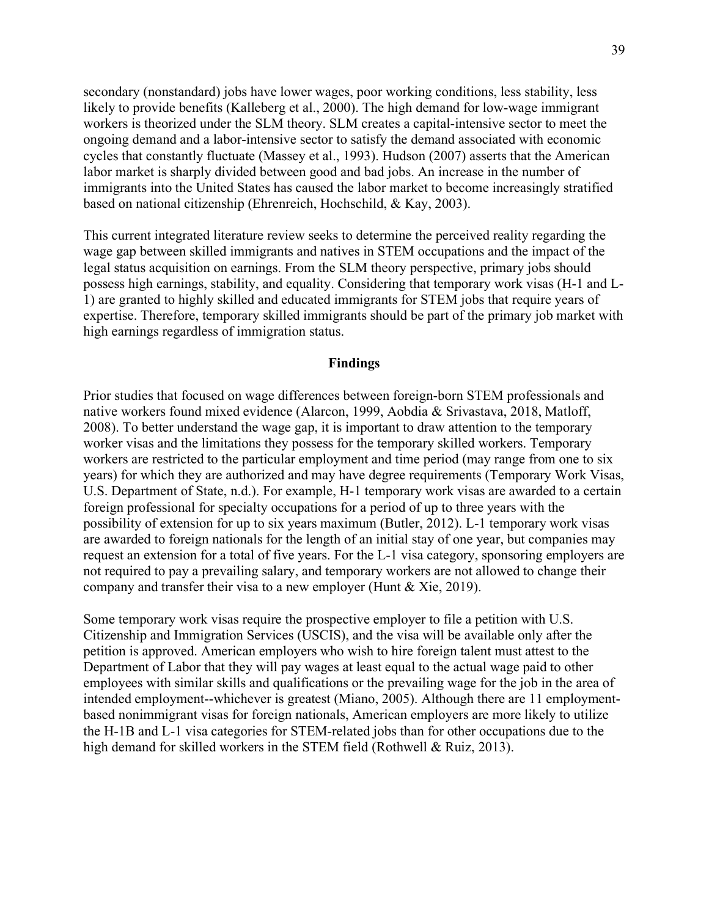secondary (nonstandard) jobs have lower wages, poor working conditions, less stability, less likely to provide benefits (Kalleberg et al., 2000). The high demand for low-wage immigrant workers is theorized under the SLM theory. SLM creates a capital-intensive sector to meet the ongoing demand and a labor-intensive sector to satisfy the demand associated with economic cycles that constantly fluctuate (Massey et al., 1993). Hudson (2007) asserts that the American labor market is sharply divided between good and bad jobs. An increase in the number of immigrants into the United States has caused the labor market to become increasingly stratified based on national citizenship (Ehrenreich, Hochschild, & Kay, 2003).

This current integrated literature review seeks to determine the perceived reality regarding the wage gap between skilled immigrants and natives in STEM occupations and the impact of the legal status acquisition on earnings. From the SLM theory perspective, primary jobs should possess high earnings, stability, and equality. Considering that temporary work visas (H-1 and L-1) are granted to highly skilled and educated immigrants for STEM jobs that require years of expertise. Therefore, temporary skilled immigrants should be part of the primary job market with high earnings regardless of immigration status.

## Findings

Prior studies that focused on wage differences between foreign-born STEM professionals and native workers found mixed evidence (Alarcon, 1999, Aobdia & Srivastava, 2018, Matloff, 2008). To better understand the wage gap, it is important to draw attention to the temporary worker visas and the limitations they possess for the temporary skilled workers. Temporary workers are restricted to the particular employment and time period (may range from one to six years) for which they are authorized and may have degree requirements (Temporary Work Visas, U.S. Department of State, n.d.). For example, H-1 temporary work visas are awarded to a certain foreign professional for specialty occupations for a period of up to three years with the possibility of extension for up to six years maximum (Butler, 2012). L-1 temporary work visas are awarded to foreign nationals for the length of an initial stay of one year, but companies may request an extension for a total of five years. For the L-1 visa category, sponsoring employers are not required to pay a prevailing salary, and temporary workers are not allowed to change their company and transfer their visa to a new employer (Hunt & Xie, 2019).

Some temporary work visas require the prospective employer to file a petition with U.S. Citizenship and Immigration Services (USCIS), and the visa will be available only after the petition is approved. American employers who wish to hire foreign talent must attest to the Department of Labor that they will pay wages at least equal to the actual wage paid to other employees with similar skills and qualifications or the prevailing wage for the job in the area of intended employment--whichever is greatest (Miano, 2005). Although there are 11 employment-based nonimmigrant visas for foreign nationals, American employers are more likely to utilize the H-1B and L-1 visa categories for STEM-related jobs than for other occupations due to the high demand for skilled workers in the STEM field (Rothwell & Ruiz, 2013).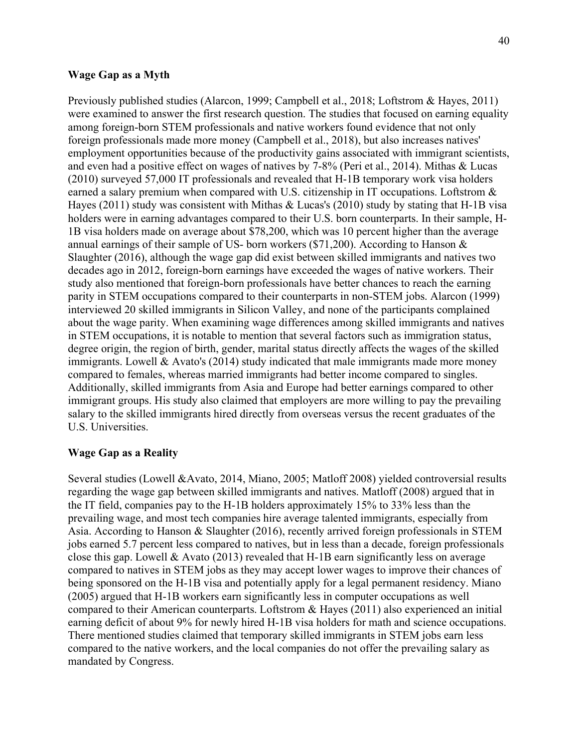**Wage Gap as a Myth**

Previously published studies (Alarcon, 1999; Campbell et al., 2018; Loftstrom & Hayes, 2011) were examined to answer the first research question. The studies that focused on earning equality among foreign-born STEM professionals and native workers found evidence that not only foreign professionals made more money (Campbell et al., 2018), but also increases natives' employment opportunities because of the productivity gains associated with immigrant scientists, and even had a positive effect on wages of natives by 7-8% (Peri et al., 2014). Mithas & Lucas (2010) surveyed 57,000 IT professionals and revealed that H-1B temporary work visa holders earned a salary premium when compared with U.S. citizenship in IT occupations. Loftstrom & Hayes (2011) study was consistent with Mithas & Lucas's (2010) study by stating that H-1B visa holders were in earning advantages compared to their U.S. born counterparts. In their sample, H-1B visa holders made on average about $78,200, which was 10 percent higher than the average annual earnings of their sample of US- born workers ($71,200). According to Hanson & Slaughter (2016), although the wage gap did exist between skilled immigrants and natives two decades ago in 2012, foreign-born earnings have exceeded the wages of native workers. Their study also mentioned that foreign-born professionals have better chances to reach the earning parity in STEM occupations compared to their counterparts in non-STEM jobs. Alarcon (1999) interviewed 20 skilled immigrants in Silicon Valley, and none of the participants complained about the wage parity. When examining wage differences among skilled immigrants and natives in STEM occupations, it is notable to mention that several factors such as immigration status, degree origin, the region of birth, gender, marital status directly affects the wages of the skilled immigrants. Lowell & Avato's (2014) study indicated that male immigrants made more money compared to females, whereas married immigrants had better income compared to singles. Additionally, skilled immigrants from Asia and Europe had better earnings compared to other immigrant groups. His study also claimed that employers are more willing to pay the prevailing salary to the skilled immigrants hired directly from overseas versus the recent graduates of the U.S. Universities.

**Wage Gap as a Reality**

Several studies (Lowell &Avato, 2014, Miano, 2005; Matloff 2008) yielded controversial results regarding the wage gap between skilled immigrants and natives. Matloff (2008) argued that in the IT field, companies pay to the H-1B holders approximately 15% to 33% less than the prevailing wage, and most tech companies hire average talented immigrants, especially from Asia. According to Hanson & Slaughter (2016), recently arrived foreign professionals in STEM jobs earned 5.7 percent less compared to natives, but in less than a decade, foreign professionals close this gap. Lowell & Avato (2013) revealed that H-1B earn significantly less on average compared to natives in STEM jobs as they may accept lower wages to improve their chances of being sponsored on the H-1B visa and potentially apply for a legal permanent residency. Miano (2005) argued that H-1B workers earn significantly less in computer occupations as well compared to their American counterparts. Loftstrom & Hayes (2011) also experienced an initial earning deficit of about 9% for newly hired H-1B visa holders for math and science occupations. There mentioned studies claimed that temporary skilled immigrants in STEM jobs earn less compared to the native workers, and the local companies do not offer the prevailing salary as mandated by Congress.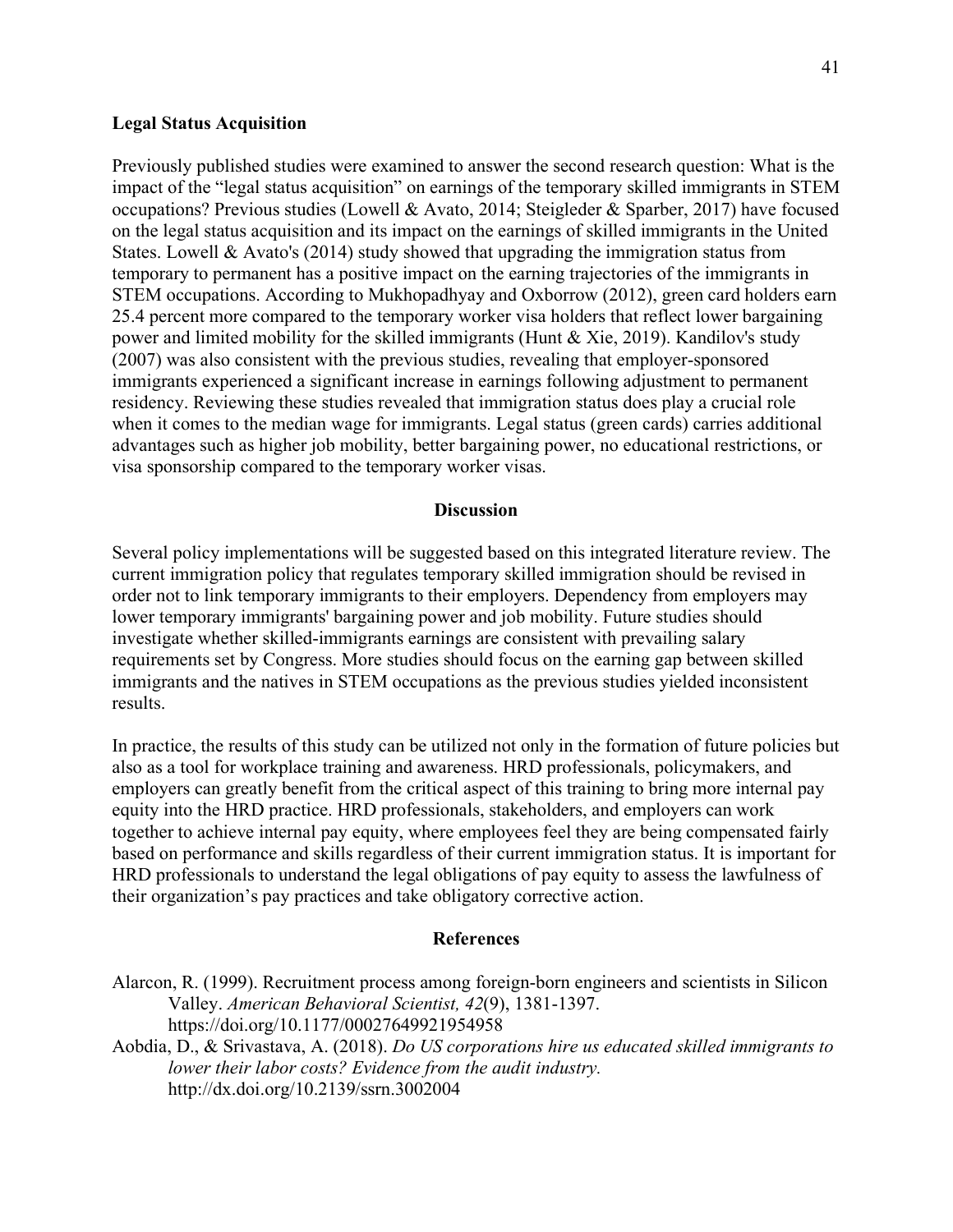**Legal Status Acquisition**

Previously published studies were examined to answer the second research question: What is the impact of the "legal status acquisition" on earnings of the temporary skilled immigrants in STEM occupations? Previous studies (Lowell & Avato, 2014; Steigleder & Sparber, 2017) have focused on the legal status acquisition and its impact on the earnings of skilled immigrants in the United States. Lowell & Avato's (2014) study showed that upgrading the immigration status from temporary to permanent has a positive impact on the earning trajectories of the immigrants in STEM occupations. According to Mukhopadhyay and Oxborrow (2012), green card holders earn 25.4 percent more compared to the temporary worker visa holders that reflect lower bargaining power and limited mobility for the skilled immigrants (Hunt & Xie, 2019). Kandilov's study (2007) was also consistent with the previous studies, revealing that employer-sponsored immigrants experienced a significant increase in earnings following adjustment to permanent residency. Reviewing these studies revealed that immigration status does play a crucial role when it comes to the median wage for immigrants. Legal status (green cards) carries additional advantages such as higher job mobility, better bargaining power, no educational restrictions, or visa sponsorship compared to the temporary worker visas.

## Discussion

Several policy implementations will be suggested based on this integrated literature review. The current immigration policy that regulates temporary skilled immigration should be revised in order not to link temporary immigrants to their employers. Dependency from employers may lower temporary immigrants' bargaining power and job mobility. Future studies should investigate whether skilled-immigrants earnings are consistent with prevailing salary requirements set by Congress. More studies should focus on the earning gap between skilled immigrants and the natives in STEM occupations as the previous studies yielded inconsistent results.

In practice, the results of this study can be utilized not only in the formation of future policies but also as a tool for workplace training and awareness. HRD professionals, policymakers, and employers can greatly benefit from the critical aspect of this training to bring more internal pay equity into the HRD practice. HRD professionals, stakeholders, and employers can work together to achieve internal pay equity, where employees feel they are being compensated fairly based on performance and skills regardless of their current immigration status. It is important for HRD professionals to understand the legal obligations of pay equity to assess the lawfulness of their organization's pay practices and take obligatory corrective action.

## References

Alarcon, R. (1999). Recruitment process among foreign-born engineers and scientists in Silicon Valley. *American Behavioral Scientist, 42*(9), 1381-1397. https://doi.org/10.1177/00027649921954958

Aobdia, D., & Srivastava, A. (2018). *Do US corporations hire us educated skilled immigrants to lower their labor costs? Evidence from the audit industry.* http://dx.doi.org/10.2139/ssrn.3002004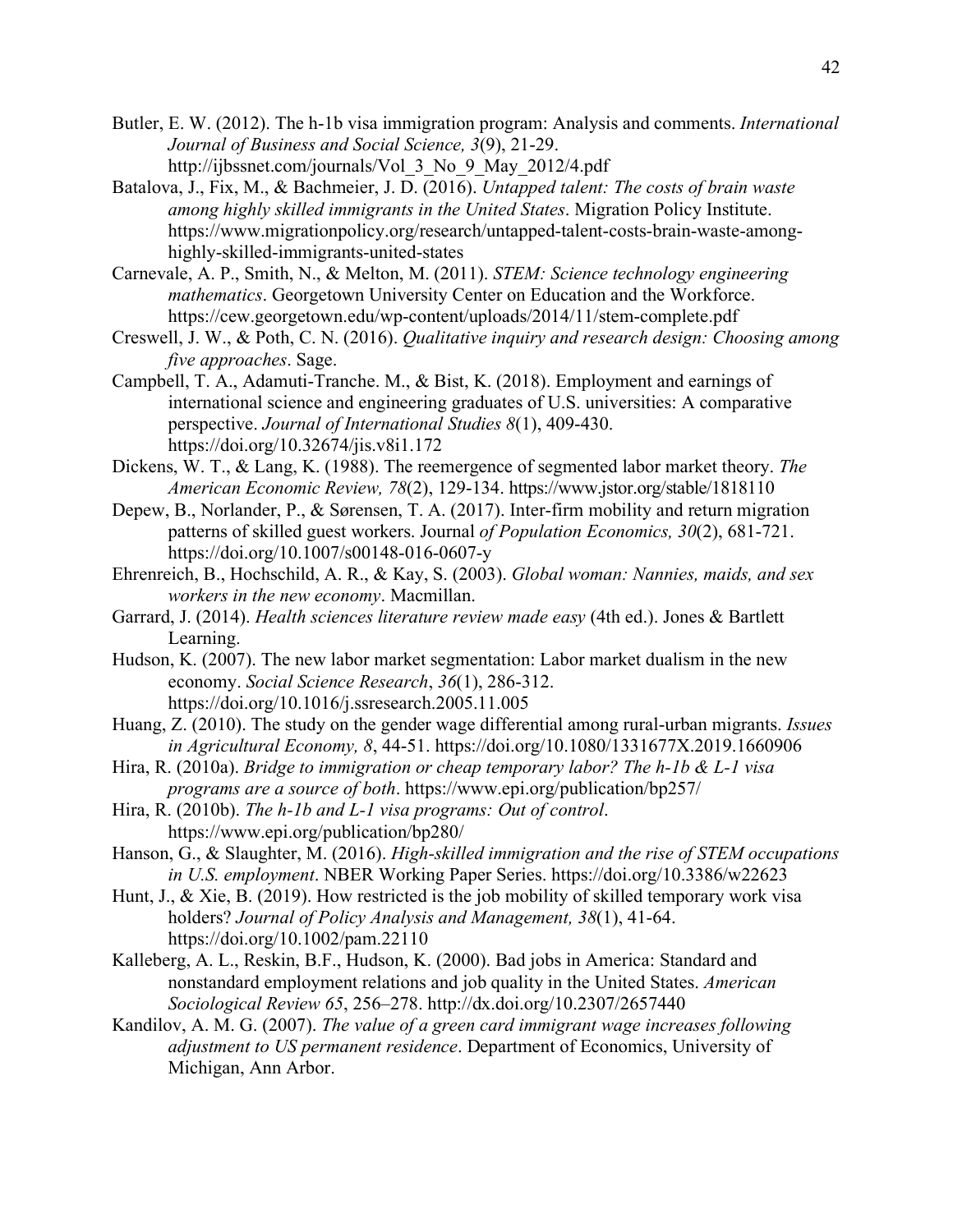Butler, E. W. (2012). The h-1b visa immigration program: Analysis and comments. *International Journal of Business and Social Science, 3*(9), 21-29. http://ijbssnet.com/journals/Vol_3_No_9_May_2012/4.pdf

Batalova, J., Fix, M., & Bachmeier, J. D. (2016). *Untapped talent: The costs of brain waste among highly skilled immigrants in the United States*. Migration Policy Institute. https://www.migrationpolicy.org/research/untapped-talent-costs-brain-waste-among-highly-skilled-immigrants-united-states

Carnevale, A. P., Smith, N., & Melton, M. (2011). *STEM: Science technology engineering mathematics*. Georgetown University Center on Education and the Workforce. https://cew.georgetown.edu/wp-content/uploads/2014/11/stem-complete.pdf

Creswell, J. W., & Poth, C. N. (2016). *Qualitative inquiry and research design: Choosing among five approaches*. Sage.

Campbell, T. A., Adamuti-Tranche. M., & Bist, K. (2018). Employment and earnings of international science and engineering graduates of U.S. universities: A comparative perspective. *Journal of International Studies 8*(1), 409-430. https://doi.org/10.32674/jis.v8i1.172

Dickens, W. T., & Lang, K. (1988). The reemergence of segmented labor market theory. *The American Economic Review, 78*(2), 129-134. https://www.jstor.org/stable/1818110

Depew, B., Norlander, P., & Sørensen, T. A. (2017). Inter-firm mobility and return migration patterns of skilled guest workers. Journal *of Population Economics, 30*(2), 681-721. https://doi.org/10.1007/s00148-016-0607-y

Ehrenreich, B., Hochschild, A. R., & Kay, S. (2003). *Global woman: Nannies, maids, and sex workers in the new economy*. Macmillan.

Garrard, J. (2014). *Health sciences literature review made easy* (4th ed.). Jones & Bartlett Learning.

Hudson, K. (2007). The new labor market segmentation: Labor market dualism in the new economy. *Social Science Research*, *36*(1), 286-312. https://doi.org/10.1016/j.ssresearch.2005.11.005

Huang, Z. (2010). The study on the gender wage differential among rural-urban migrants. *Issues in Agricultural Economy, 8*, 44-51. https://doi.org/10.1080/1331677X.2019.1660906

Hira, R. (2010a). *Bridge to immigration or cheap temporary labor? The h-1b & L-1 visa programs are a source of both*. https://www.epi.org/publication/bp257/

Hira, R. (2010b). *The h-1b and L-1 visa programs: Out of control*. https://www.epi.org/publication/bp280/

Hanson, G., & Slaughter, M. (2016). *High-skilled immigration and the rise of STEM occupations in U.S. employment*. NBER Working Paper Series. https://doi.org/10.3386/w22623

Hunt, J., & Xie, B. (2019). How restricted is the job mobility of skilled temporary work visa holders? *Journal of Policy Analysis and Management, 38*(1), 41-64. https://doi.org/10.1002/pam.22110

Kalleberg, A. L., Reskin, B.F., Hudson, K. (2000). Bad jobs in America: Standard and nonstandard employment relations and job quality in the United States. *American Sociological Review 65*, 256–278. http://dx.doi.org/10.2307/2657440

Kandilov, A. M. G. (2007). *The value of a green card immigrant wage increases following adjustment to US permanent residence*. Department of Economics, University of Michigan, Ann Arbor.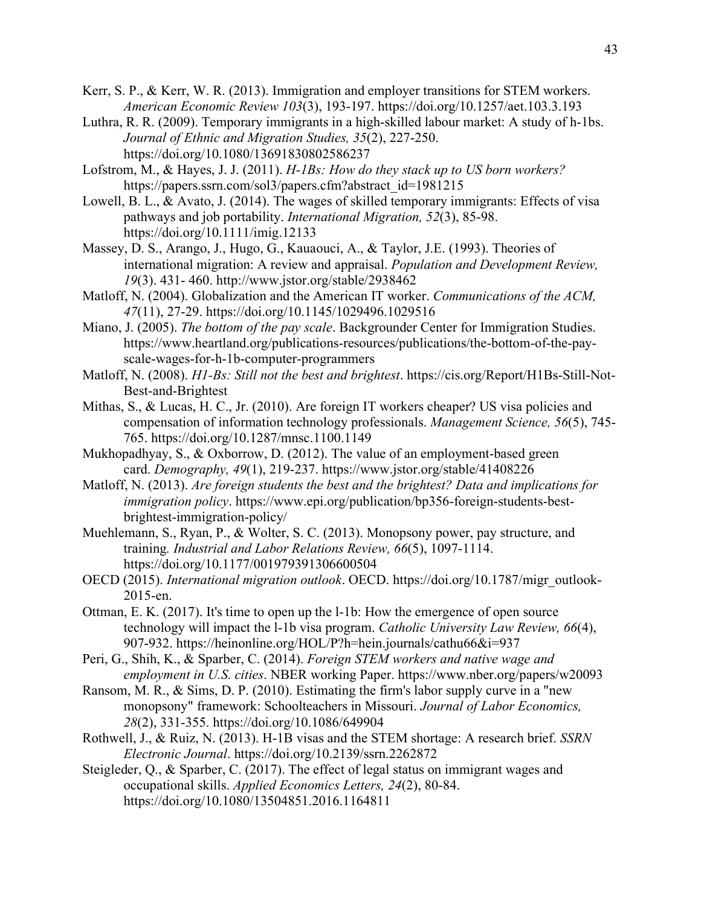Kerr, S. P., & Kerr, W. R. (2013). Immigration and employer transitions for STEM workers. *American Economic Review 103*(3), 193-197. https://doi.org/10.1257/aet.103.3.193

Luthra, R. R. (2009). Temporary immigrants in a high-skilled labour market: A study of h-1bs. *Journal of Ethnic and Migration Studies, 35*(2), 227-250. https://doi.org/10.1080/13691830802586237

Lofstrom, M., & Hayes, J. J. (2011). *H-1Bs: How do they stack up to US born workers?* https://papers.ssrn.com/sol3/papers.cfm?abstract_id=1981215

Lowell, B. L., & Avato, J. (2014). The wages of skilled temporary immigrants: Effects of visa pathways and job portability. *International Migration, 52*(3), 85-98. https://doi.org/10.1111/imig.12133

Massey, D. S., Arango, J., Hugo, G., Kauaouci, A., & Taylor, J.E. (1993). Theories of international migration: A review and appraisal. *Population and Development Review, 19*(3). 431- 460. http://www.jstor.org/stable/2938462

Matloff, N. (2004). Globalization and the American IT worker. *Communications of the ACM, 47*(11), 27-29. https://doi.org/10.1145/1029496.1029516

Miano, J. (2005). *The bottom of the pay scale*. Backgrounder Center for Immigration Studies. https://www.heartland.org/publications-resources/publications/the-bottom-of-the-pay-scale-wages-for-h-1b-computer-programmers

Matloff, N. (2008). *H1-Bs: Still not the best and brightest*. https://cis.org/Report/H1Bs-Still-Not-Best-and-Brightest

Mithas, S., & Lucas, H. C., Jr. (2010). Are foreign IT workers cheaper? US visa policies and compensation of information technology professionals. *Management Science, 56*(5), 745-765. https://doi.org/10.1287/mnsc.1100.1149

Mukhopadhyay, S., & Oxborrow, D. (2012). The value of an employment-based green card. *Demography, 49*(1), 219-237. https://www.jstor.org/stable/41408226

Matloff, N. (2013). *Are foreign students the best and the brightest? Data and implications for immigration policy*. https://www.epi.org/publication/bp356-foreign-students-best-brightest-immigration-policy/

Muehlemann, S., Ryan, P., & Wolter, S. C. (2013). Monopsony power, pay structure, and training. *Industrial and Labor Relations Review, 66*(5), 1097-1114. https://doi.org/10.1177/001979391306600504

OECD (2015). *International migration outlook*. OECD. https://doi.org/10.1787/migr_outlook-2015-en.

Ottman, E. K. (2017). It's time to open up the l-1b: How the emergence of open source technology will impact the l-1b visa program. *Catholic University Law Review, 66*(4), 907-932. https://heinonline.org/HOL/P?h=hein.journals/cathu66&i=937

Peri, G., Shih, K., & Sparber, C. (2014). *Foreign STEM workers and native wage and employment in U.S. cities*. NBER working Paper. https://www.nber.org/papers/w20093

Ransom, M. R., & Sims, D. P. (2010). Estimating the firm's labor supply curve in a "new monopsony" framework: Schoolteachers in Missouri. *Journal of Labor Economics, 28*(2), 331-355. https://doi.org/10.1086/649904

Rothwell, J., & Ruiz, N. (2013). H-1B visas and the STEM shortage: A research brief. *SSRN Electronic Journal*. https://doi.org/10.2139/ssrn.2262872

Steigleder, Q., & Sparber, C. (2017). The effect of legal status on immigrant wages and occupational skills. *Applied Economics Letters, 24*(2), 80-84. https://doi.org/10.1080/13504851.2016.1164811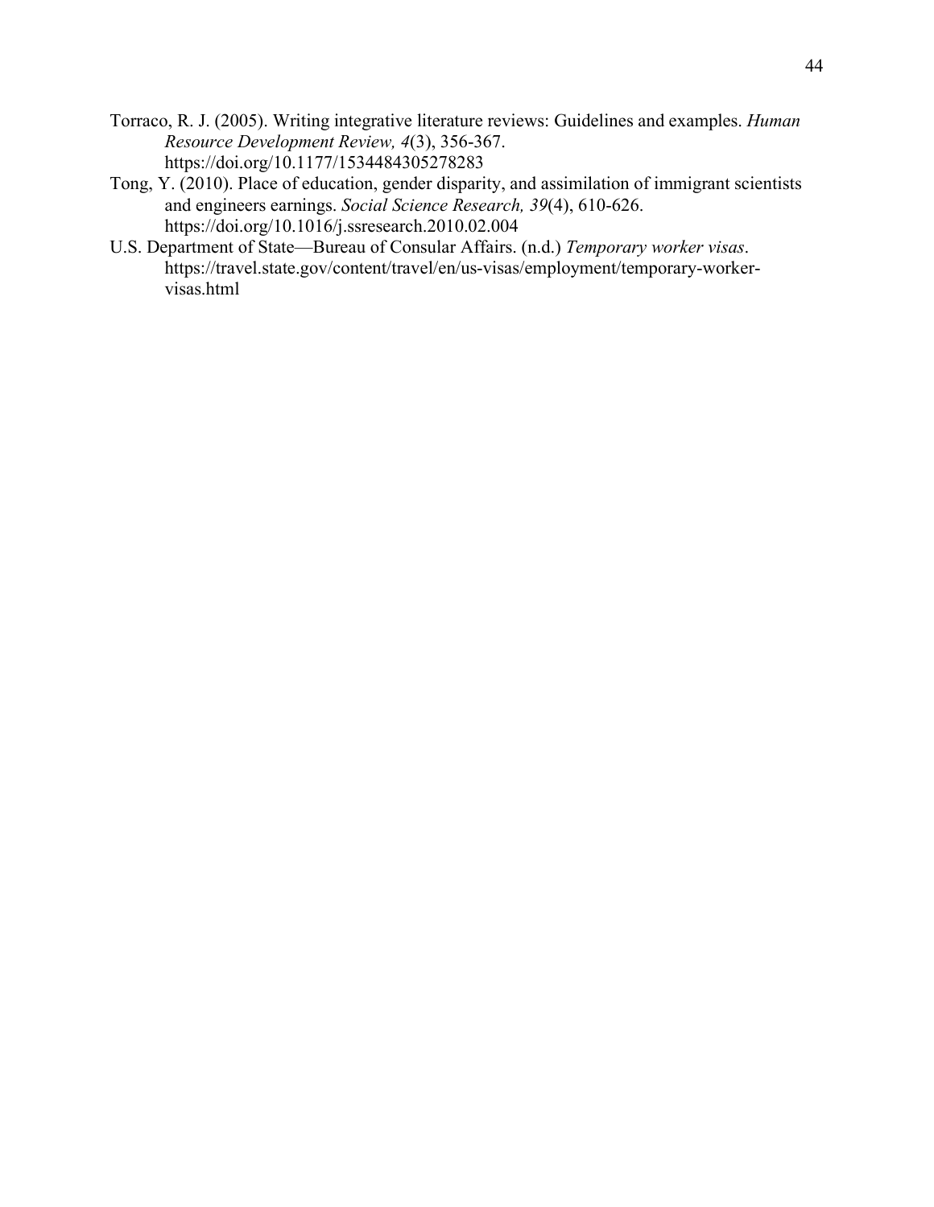Torraco, R. J. (2005). Writing integrative literature reviews: Guidelines and examples. *Human Resource Development Review, 4*(3), 356-367. https://doi.org/10.1177/1534484305278283

Tong, Y. (2010). Place of education, gender disparity, and assimilation of immigrant scientists and engineers earnings. *Social Science Research, 39*(4), 610-626. https://doi.org/10.1016/j.ssresearch.2010.02.004

U.S. Department of State—Bureau of Consular Affairs. (n.d.) *Temporary worker visas*. https://travel.state.gov/content/travel/en/us-visas/employment/temporary-worker-visas.html